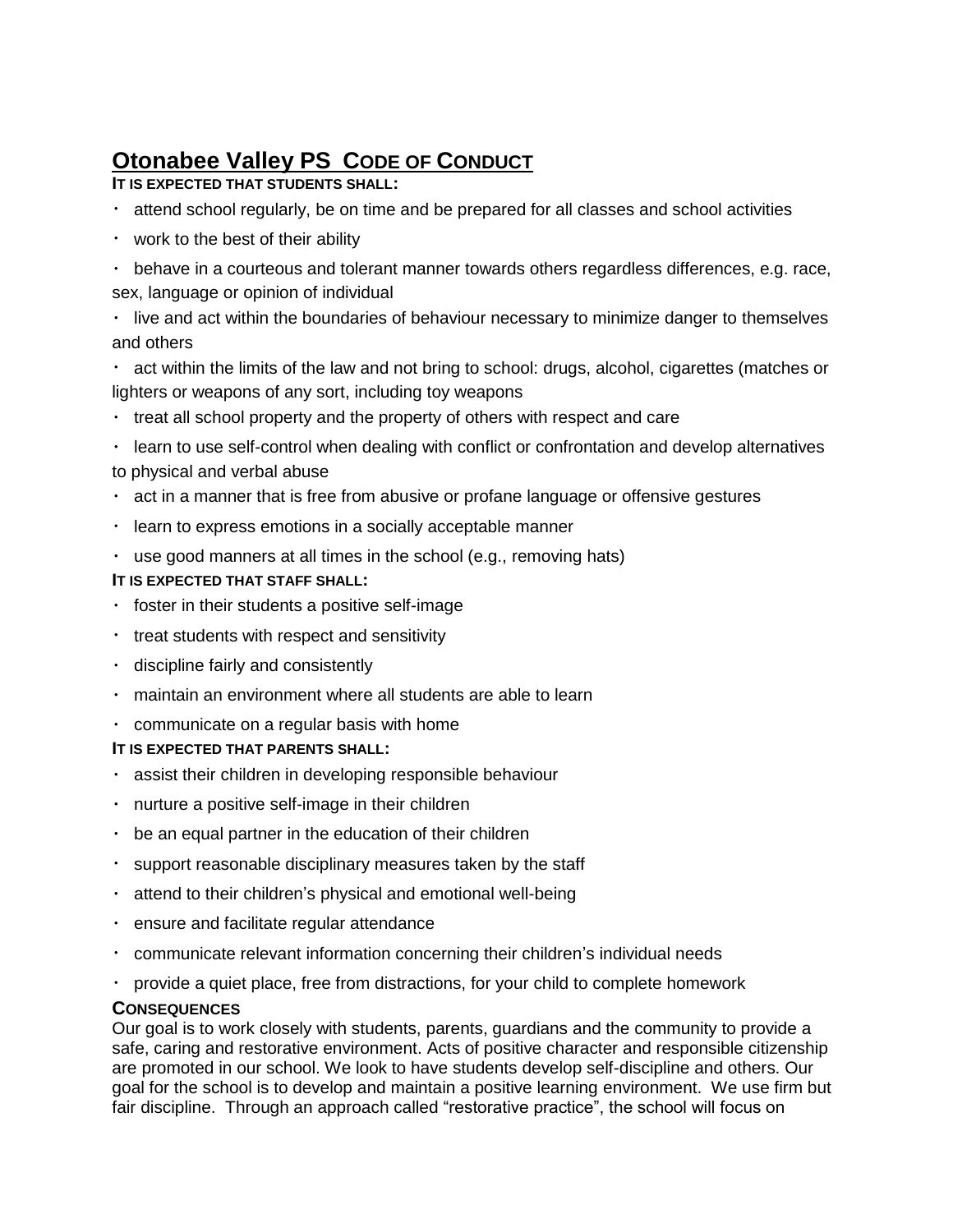# Otonabee Valley PS CODE OF CONDUCT

**IT IS EXPECTED THAT STUDENTS SHALL:**

- attend school regularly, be on time and be prepared for all classes and school activities
- work to the best of their ability
- behave in a courteous and tolerant manner towards others regardless differences, e.g. race, sex, language or opinion of individual
- live and act within the boundaries of behaviour necessary to minimize danger to themselves and others
- act within the limits of the law and not bring to school: drugs, alcohol, cigarettes (matches or lighters or weapons of any sort, including toy weapons
- treat all school property and the property of others with respect and care
- learn to use self-control when dealing with conflict or confrontation and develop alternatives to physical and verbal abuse
- act in a manner that is free from abusive or profane language or offensive gestures
- learn to express emotions in a socially acceptable manner
- use good manners at all times in the school (e.g., removing hats)

**IT IS EXPECTED THAT STAFF SHALL:**

- foster in their students a positive self-image
- treat students with respect and sensitivity
- discipline fairly and consistently
- maintain an environment where all students are able to learn
- communicate on a regular basis with home

**IT IS EXPECTED THAT PARENTS SHALL:**

- assist their children in developing responsible behaviour
- nurture a positive self-image in their children
- be an equal partner in the education of their children
- support reasonable disciplinary measures taken by the staff
- attend to their children's physical and emotional well-being
- ensure and facilitate regular attendance
- communicate relevant information concerning their children's individual needs
- provide a quiet place, free from distractions, for your child to complete homework

**CONSEQUENCES**

Our goal is to work closely with students, parents, guardians and the community to provide a safe, caring and restorative environment. Acts of positive character and responsible citizenship are promoted in our school. We look to have students develop self-discipline and others. Our goal for the school is to develop and maintain a positive learning environment. We use firm but fair discipline. Through an approach called "restorative practice", the school will focus on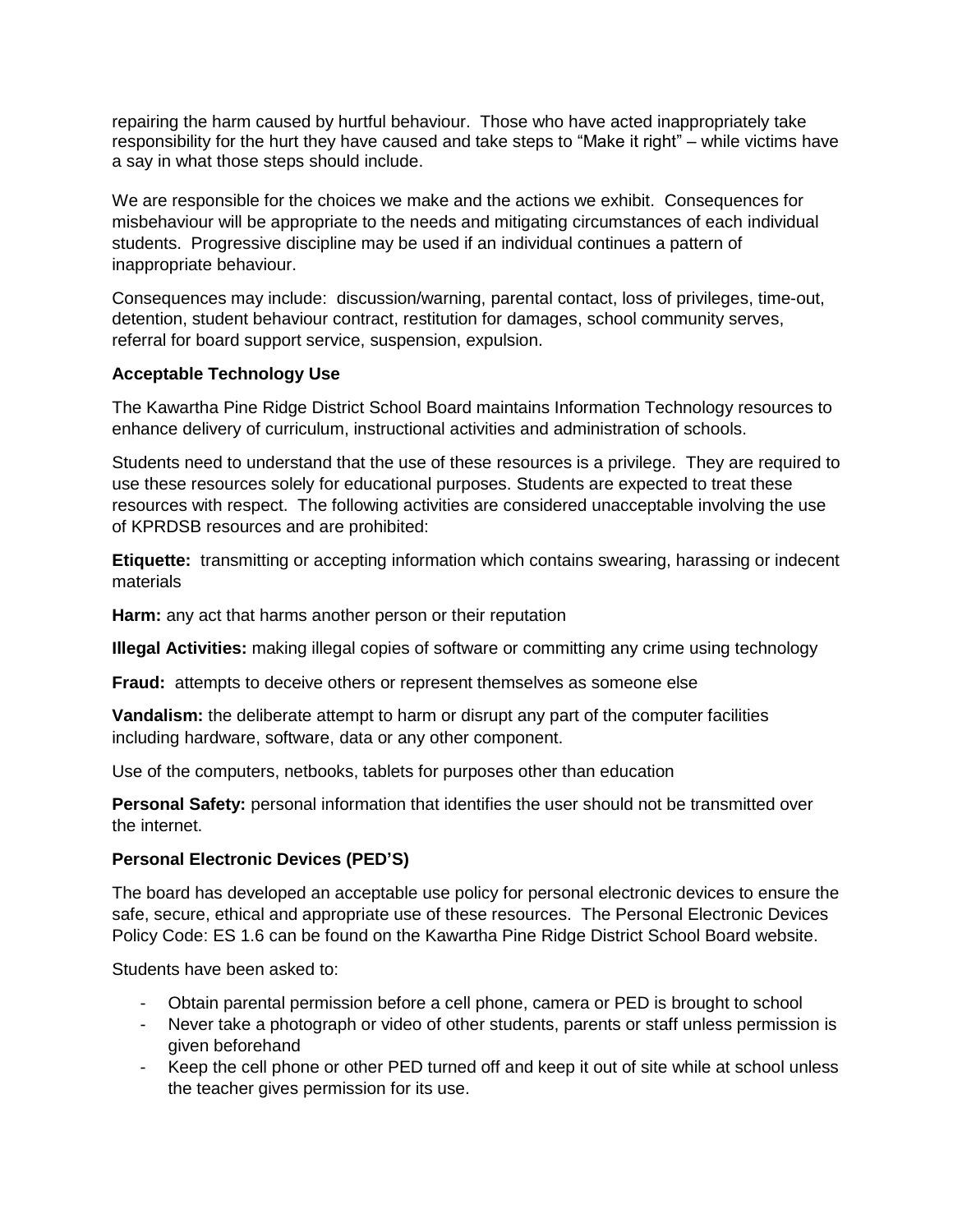repairing the harm caused by hurtful behaviour. Those who have acted inappropriately take responsibility for the hurt they have caused and take steps to "Make it right" – while victims have a say in what those steps should include.

We are responsible for the choices we make and the actions we exhibit. Consequences for misbehaviour will be appropriate to the needs and mitigating circumstances of each individual students. Progressive discipline may be used if an individual continues a pattern of inappropriate behaviour.

Consequences may include: discussion/warning, parental contact, loss of privileges, time-out, detention, student behaviour contract, restitution for damages, school community serves, referral for board support service, suspension, expulsion.

**Acceptable Technology Use**

The Kawartha Pine Ridge District School Board maintains Information Technology resources to enhance delivery of curriculum, instructional activities and administration of schools.

Students need to understand that the use of these resources is a privilege. They are required to use these resources solely for educational purposes. Students are expected to treat these resources with respect. The following activities are considered unacceptable involving the use of KPRDSB resources and are prohibited:

**Etiquette:** transmitting or accepting information which contains swearing, harassing or indecent materials

**Harm:** any act that harms another person or their reputation

**Illegal Activities:** making illegal copies of software or committing any crime using technology

**Fraud:** attempts to deceive others or represent themselves as someone else

**Vandalism:** the deliberate attempt to harm or disrupt any part of the computer facilities including hardware, software, data or any other component.

Use of the computers, netbooks, tablets for purposes other than education

**Personal Safety:** personal information that identifies the user should not be transmitted over the internet.

**Personal Electronic Devices (PED'S)**

The board has developed an acceptable use policy for personal electronic devices to ensure the safe, secure, ethical and appropriate use of these resources. The Personal Electronic Devices Policy Code: ES 1.6 can be found on the Kawartha Pine Ridge District School Board website.

Students have been asked to:

- Obtain parental permission before a cell phone, camera or PED is brought to school
- Never take a photograph or video of other students, parents or staff unless permission is given beforehand
- Keep the cell phone or other PED turned off and keep it out of site while at school unless the teacher gives permission for its use.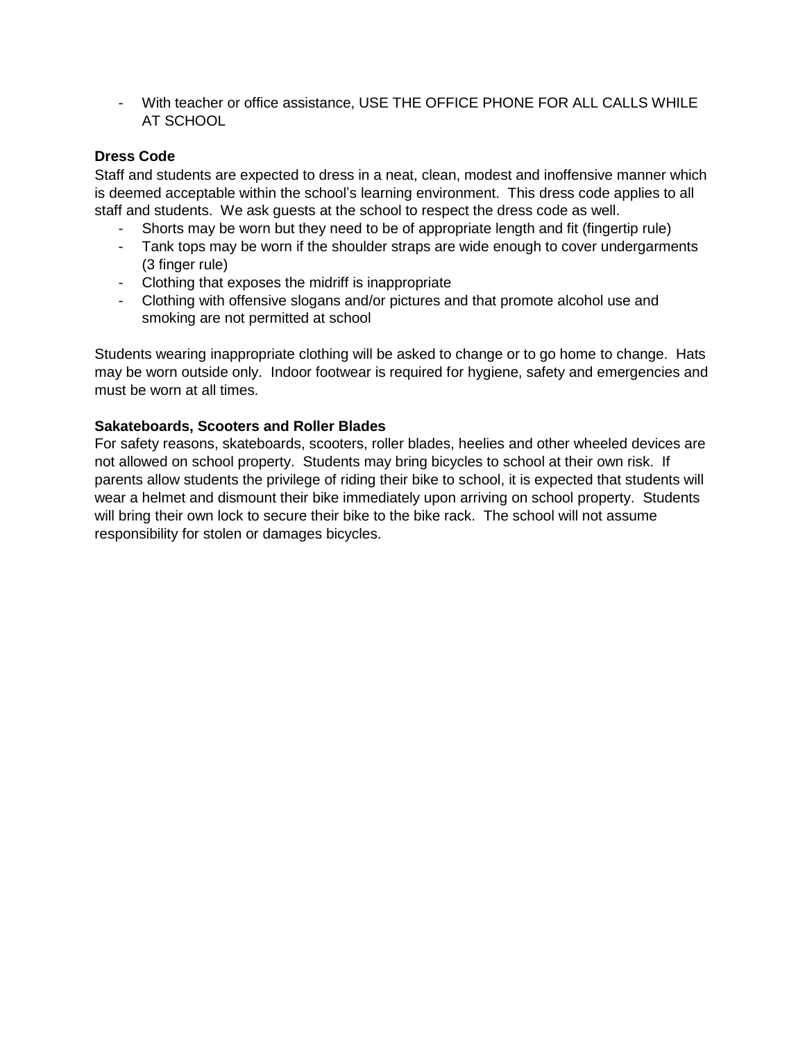- With teacher or office assistance, USE THE OFFICE PHONE FOR ALL CALLS WHILE AT SCHOOL

**Dress Code**

Staff and students are expected to dress in a neat, clean, modest and inoffensive manner which is deemed acceptable within the school's learning environment. This dress code applies to all staff and students. We ask guests at the school to respect the dress code as well.

- Shorts may be worn but they need to be of appropriate length and fit (fingertip rule)
- Tank tops may be worn if the shoulder straps are wide enough to cover undergarments (3 finger rule)
- Clothing that exposes the midriff is inappropriate
- Clothing with offensive slogans and/or pictures and that promote alcohol use and smoking are not permitted at school

Students wearing inappropriate clothing will be asked to change or to go home to change. Hats may be worn outside only. Indoor footwear is required for hygiene, safety and emergencies and must be worn at all times.

**Sakateboards, Scooters and Roller Blades**

For safety reasons, skateboards, scooters, roller blades, heelies and other wheeled devices are not allowed on school property. Students may bring bicycles to school at their own risk. If parents allow students the privilege of riding their bike to school, it is expected that students will wear a helmet and dismount their bike immediately upon arriving on school property. Students will bring their own lock to secure their bike to the bike rack. The school will not assume responsibility for stolen or damages bicycles.